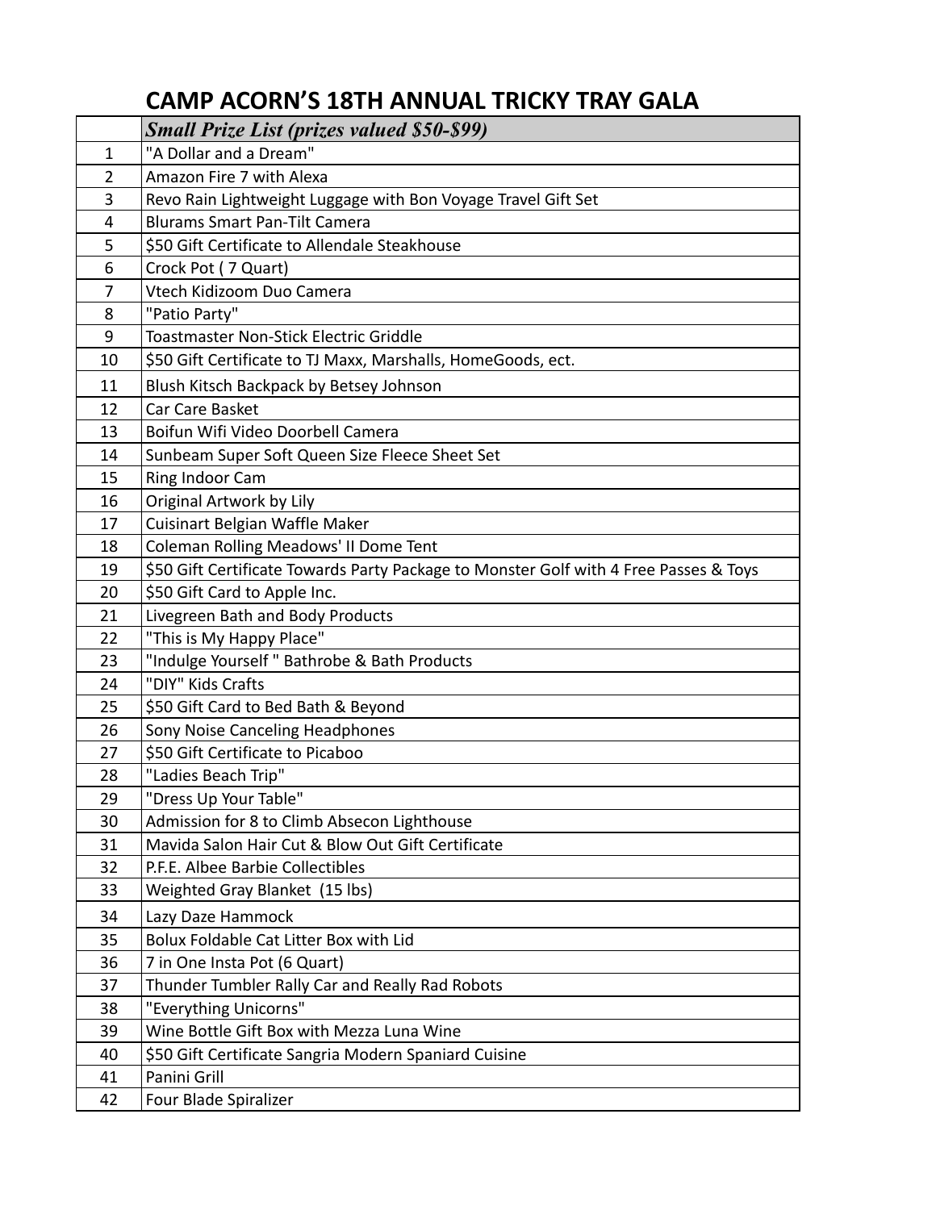# CAMP ACORN'S 18TH ANNUAL TRICKY TRAY GALA

| | *Small Prize List (prizes valued $50-$99)* |
|---|---|
| 1 | "A Dollar and a Dream" |
| 2 | Amazon Fire 7 with Alexa |
| 3 | Revo Rain Lightweight Luggage with Bon Voyage Travel Gift Set |
| 4 | Blurams Smart Pan-Tilt Camera |
| 5 | $50 Gift Certificate to Allendale Steakhouse |
| 6 | Crock Pot ( 7 Quart) |
| 7 | Vtech Kidizoom Duo Camera |
| 8 | "Patio Party" |
| 9 | Toastmaster Non-Stick Electric Griddle |
| 10 | $50 Gift Certificate to TJ Maxx, Marshalls, HomeGoods, ect. |
| 11 | Blush Kitsch Backpack by Betsey Johnson |
| 12 | Car Care Basket |
| 13 | Boifun Wifi Video Doorbell Camera |
| 14 | Sunbeam Super Soft Queen Size Fleece Sheet Set |
| 15 | Ring Indoor Cam |
| 16 | Original Artwork by Lily |
| 17 | Cuisinart Belgian Waffle Maker |
| 18 | Coleman Rolling Meadows' II Dome Tent |
| 19 | $50 Gift Certificate Towards Party Package to Monster Golf with 4 Free Passes & Toys |
| 20 | $50 Gift Card to Apple Inc. |
| 21 | Livegreen Bath and Body Products |
| 22 | "This is My Happy Place" |
| 23 | "Indulge Yourself " Bathrobe & Bath Products |
| 24 | "DIY" Kids Crafts |
| 25 | $50 Gift Card to Bed Bath & Beyond |
| 26 | Sony Noise Canceling Headphones |
| 27 | $50 Gift Certificate to Picaboo |
| 28 | "Ladies Beach Trip" |
| 29 | "Dress Up Your Table" |
| 30 | Admission for 8 to Climb Absecon Lighthouse |
| 31 | Mavida Salon Hair Cut & Blow Out Gift Certificate |
| 32 | P.F.E. Albee Barbie Collectibles |
| 33 | Weighted Gray Blanket (15 lbs) |
| 34 | Lazy Daze Hammock |
| 35 | Bolux Foldable Cat Litter Box with Lid |
| 36 | 7 in One Insta Pot (6 Quart) |
| 37 | Thunder Tumbler Rally Car and Really Rad Robots |
| 38 | "Everything Unicorns" |
| 39 | Wine Bottle Gift Box with Mezza Luna Wine |
| 40 | $50 Gift Certificate Sangria Modern Spaniard Cuisine |
| 41 | Panini Grill |
| 42 | Four Blade Spiralizer |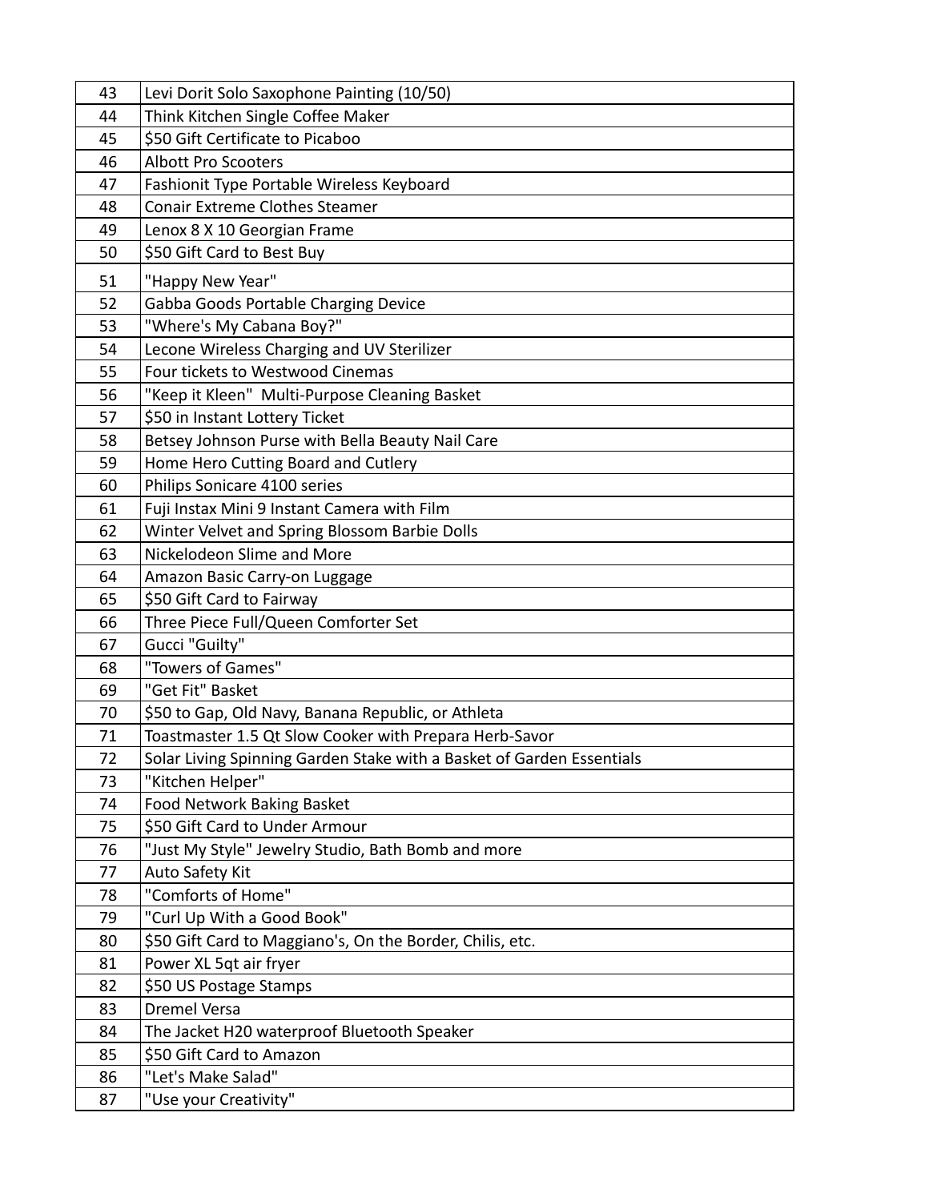| | |
|---|---|
| 43 | Levi Dorit Solo Saxophone Painting (10/50) |
| 44 | Think Kitchen Single Coffee Maker |
| 45 | $50 Gift Certificate to Picaboo |
| 46 | Albott Pro Scooters |
| 47 | Fashionit Type Portable Wireless Keyboard |
| 48 | Conair Extreme Clothes Steamer |
| 49 | Lenox 8 X 10 Georgian Frame |
| 50 | $50 Gift Card to Best Buy |
| 51 | "Happy New Year" |
| 52 | Gabba Goods Portable Charging Device |
| 53 | "Where's My Cabana Boy?" |
| 54 | Lecone Wireless Charging and UV Sterilizer |
| 55 | Four tickets to Westwood Cinemas |
| 56 | "Keep it Kleen" Multi-Purpose Cleaning Basket |
| 57 | $50 in Instant Lottery Ticket |
| 58 | Betsey Johnson Purse with Bella Beauty Nail Care |
| 59 | Home Hero Cutting Board and Cutlery |
| 60 | Philips Sonicare 4100 series |
| 61 | Fuji Instax Mini 9 Instant Camera with Film |
| 62 | Winter Velvet and Spring Blossom Barbie Dolls |
| 63 | Nickelodeon Slime and More |
| 64 | Amazon Basic Carry-on Luggage |
| 65 | $50 Gift Card to Fairway |
| 66 | Three Piece Full/Queen Comforter Set |
| 67 | Gucci "Guilty" |
| 68 | "Towers of Games" |
| 69 | "Get Fit" Basket |
| 70 | $50 to Gap, Old Navy, Banana Republic, or Athleta |
| 71 | Toastmaster 1.5 Qt Slow Cooker with Prepara Herb-Savor |
| 72 | Solar Living Spinning Garden Stake with a Basket of Garden Essentials |
| 73 | "Kitchen Helper" |
| 74 | Food Network Baking Basket |
| 75 | $50 Gift Card to Under Armour |
| 76 | "Just My Style" Jewelry Studio, Bath Bomb and more |
| 77 | Auto Safety Kit |
| 78 | "Comforts of Home" |
| 79 | "Curl Up With a Good Book" |
| 80 | $50 Gift Card to Maggiano's, On the Border, Chilis, etc. |
| 81 | Power XL 5qt air fryer |
| 82 | $50 US Postage Stamps |
| 83 | Dremel Versa |
| 84 | The Jacket H20 waterproof Bluetooth Speaker |
| 85 | $50 Gift Card to Amazon |
| 86 | "Let's Make Salad" |
| 87 | "Use your Creativity" |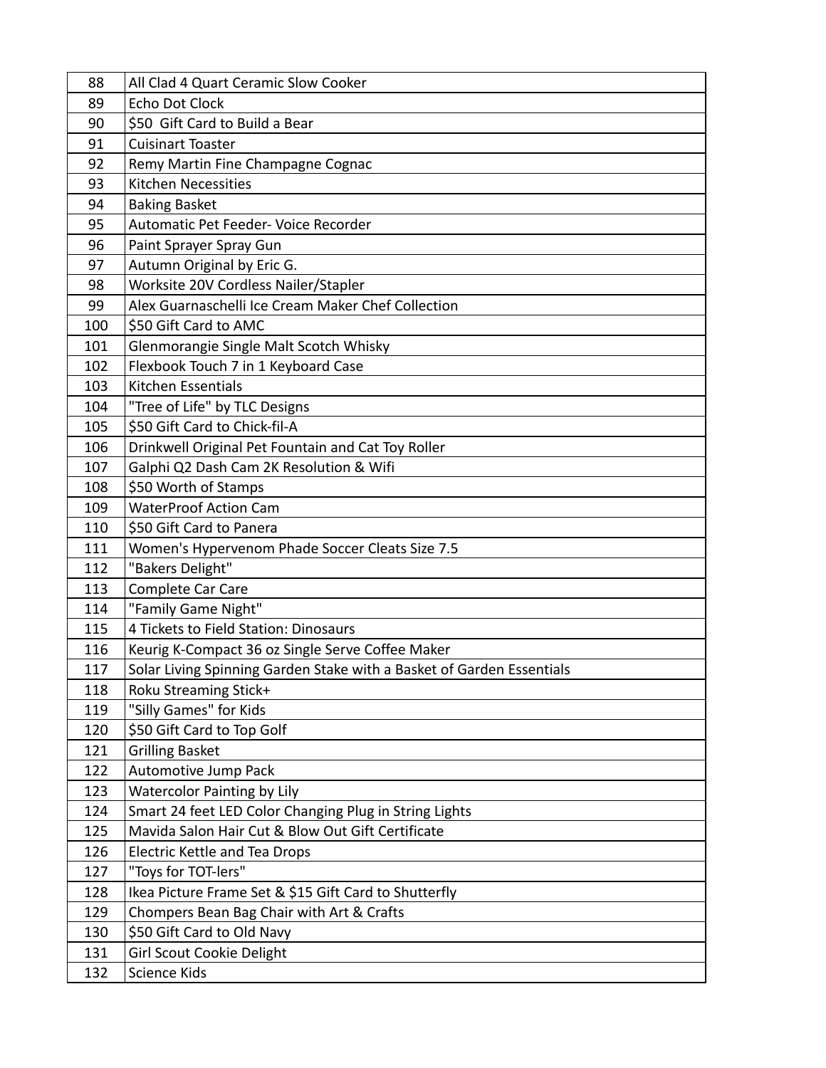| | |
|---|---|
| 88 | All Clad 4 Quart Ceramic Slow Cooker |
| 89 | Echo Dot Clock |
| 90 | $50  Gift Card to Build a Bear |
| 91 | Cuisinart Toaster |
| 92 | Remy Martin Fine Champagne Cognac |
| 93 | Kitchen Necessities |
| 94 | Baking Basket |
| 95 | Automatic Pet Feeder- Voice Recorder |
| 96 | Paint Sprayer Spray Gun |
| 97 | Autumn Original by Eric G. |
| 98 | Worksite 20V Cordless Nailer/Stapler |
| 99 | Alex Guarnaschelli Ice Cream Maker Chef Collection |
| 100 | $50 Gift Card to AMC |
| 101 | Glenmorangie Single Malt Scotch Whisky |
| 102 | Flexbook Touch 7 in 1 Keyboard Case |
| 103 | Kitchen Essentials |
| 104 | "Tree of Life" by TLC Designs |
| 105 | $50 Gift Card to Chick-fil-A |
| 106 | Drinkwell Original Pet Fountain and Cat Toy Roller |
| 107 | Galphi Q2 Dash Cam 2K Resolution & Wifi |
| 108 | $50 Worth of Stamps |
| 109 | WaterProof Action Cam |
| 110 | $50 Gift Card to Panera |
| 111 | Women's Hypervenom Phade Soccer Cleats Size 7.5 |
| 112 | "Bakers Delight" |
| 113 | Complete Car Care |
| 114 | "Family Game Night" |
| 115 | 4 Tickets to Field Station: Dinosaurs |
| 116 | Keurig K-Compact 36 oz Single Serve Coffee Maker |
| 117 | Solar Living Spinning Garden Stake with a Basket of Garden Essentials |
| 118 | Roku Streaming Stick+ |
| 119 | "Silly Games" for Kids |
| 120 | $50 Gift Card to Top Golf |
| 121 | Grilling Basket |
| 122 | Automotive Jump Pack |
| 123 | Watercolor Painting by Lily |
| 124 | Smart 24 feet LED Color Changing Plug in String Lights |
| 125 | Mavida Salon Hair Cut & Blow Out Gift Certificate |
| 126 | Electric Kettle and Tea Drops |
| 127 | "Toys for TOT-lers" |
| 128 | Ikea Picture Frame Set & $15 Gift Card to Shutterfly |
| 129 | Chompers Bean Bag Chair with Art & Crafts |
| 130 | $50 Gift Card to Old Navy |
| 131 | Girl Scout Cookie Delight |
| 132 | Science Kids |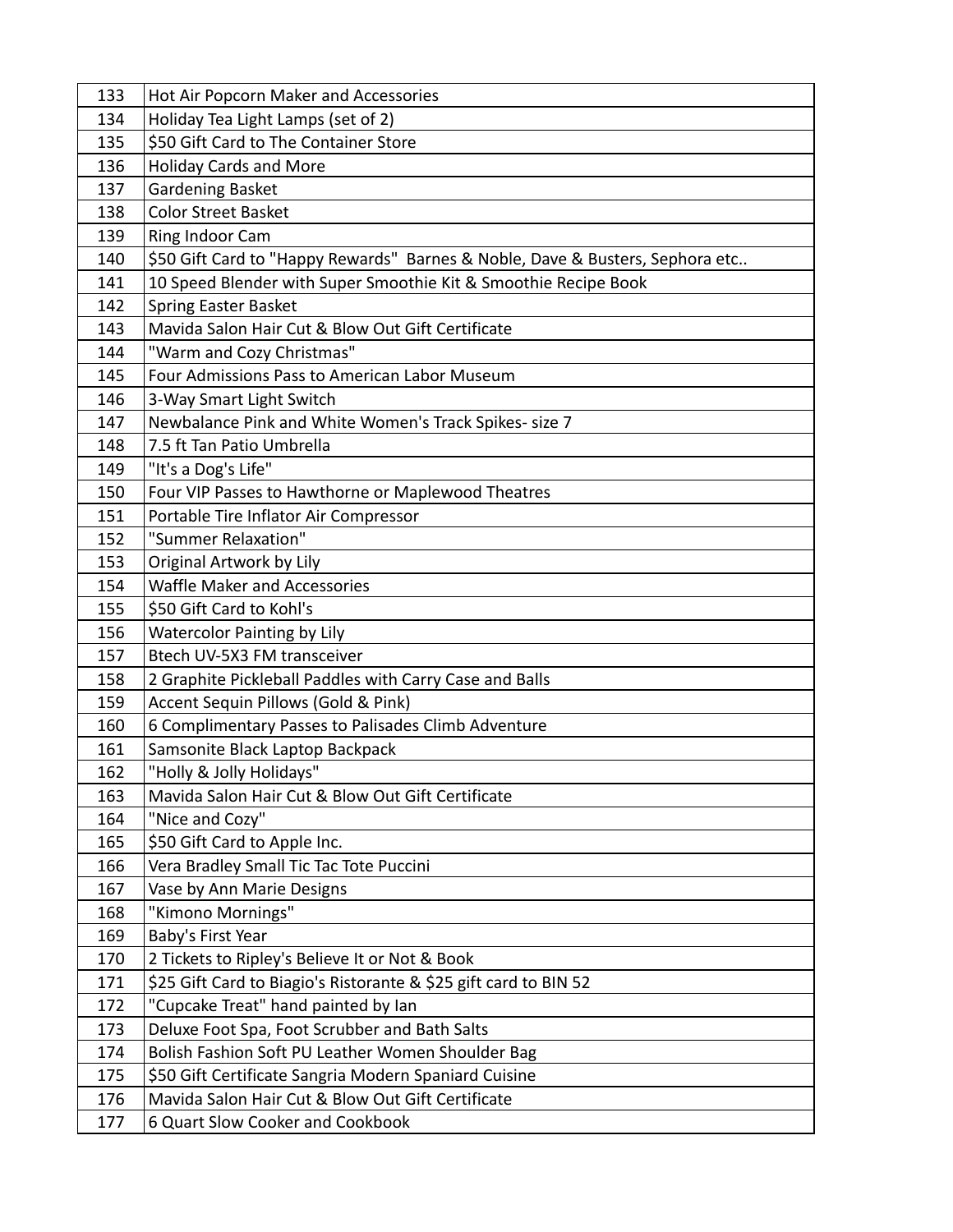| | |
|---|---|
| 133 | Hot Air Popcorn Maker and Accessories |
| 134 | Holiday Tea Light Lamps (set of 2) |
| 135 | $50 Gift Card to The Container Store |
| 136 | Holiday Cards and More |
| 137 | Gardening Basket |
| 138 | Color Street Basket |
| 139 | Ring Indoor Cam |
| 140 | $50 Gift Card to "Happy Rewards"  Barnes & Noble, Dave & Busters, Sephora etc.. |
| 141 | 10 Speed Blender with Super Smoothie Kit & Smoothie Recipe Book |
| 142 | Spring Easter Basket |
| 143 | Mavida Salon Hair Cut & Blow Out Gift Certificate |
| 144 | "Warm and Cozy Christmas" |
| 145 | Four Admissions Pass to American Labor Museum |
| 146 | 3-Way Smart Light Switch |
| 147 | Newbalance Pink and White Women's Track Spikes- size 7 |
| 148 | 7.5 ft Tan Patio Umbrella |
| 149 | "It's a Dog's Life" |
| 150 | Four VIP Passes to Hawthorne or Maplewood Theatres |
| 151 | Portable Tire Inflator Air Compressor |
| 152 | "Summer Relaxation" |
| 153 | Original Artwork by Lily |
| 154 | Waffle Maker and Accessories |
| 155 | $50 Gift Card to Kohl's |
| 156 | Watercolor Painting by Lily |
| 157 | Btech UV-5X3 FM transceiver |
| 158 | 2 Graphite Pickleball Paddles with Carry Case and Balls |
| 159 | Accent Sequin Pillows (Gold & Pink) |
| 160 | 6 Complimentary Passes to Palisades Climb Adventure |
| 161 | Samsonite Black Laptop Backpack |
| 162 | "Holly & Jolly Holidays" |
| 163 | Mavida Salon Hair Cut & Blow Out Gift Certificate |
| 164 | "Nice and Cozy" |
| 165 | $50 Gift Card to Apple Inc. |
| 166 | Vera Bradley Small Tic Tac Tote Puccini |
| 167 | Vase by Ann Marie Designs |
| 168 | "Kimono Mornings" |
| 169 | Baby's First Year |
| 170 | 2 Tickets to Ripley's Believe It or Not & Book |
| 171 | $25 Gift Card to Biagio's Ristorante & $25 gift card to BIN 52 |
| 172 | "Cupcake Treat" hand painted by Ian |
| 173 | Deluxe Foot Spa, Foot Scrubber and Bath Salts |
| 174 | Bolish Fashion Soft PU Leather Women Shoulder Bag |
| 175 | $50 Gift Certificate Sangria Modern Spaniard Cuisine |
| 176 | Mavida Salon Hair Cut & Blow Out Gift Certificate |
| 177 | 6 Quart Slow Cooker and Cookbook |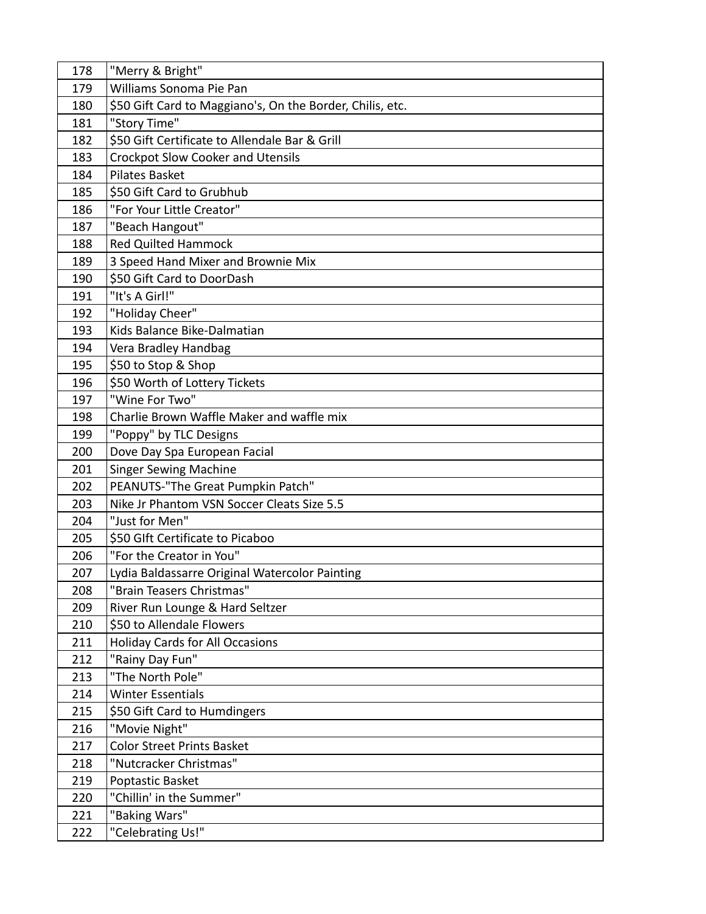| | |
|---|---|
| 178 | "Merry & Bright" |
| 179 | Williams Sonoma Pie Pan |
| 180 | $50 Gift Card to Maggiano's, On the Border, Chilis, etc. |
| 181 | "Story Time" |
| 182 | $50 Gift Certificate to Allendale Bar & Grill |
| 183 | Crockpot Slow Cooker and Utensils |
| 184 | Pilates Basket |
| 185 | $50 Gift Card to Grubhub |
| 186 | "For Your Little Creator" |
| 187 | "Beach Hangout" |
| 188 | Red Quilted Hammock |
| 189 | 3 Speed Hand Mixer and Brownie Mix |
| 190 | $50 Gift Card to DoorDash |
| 191 | "It's A Girl!" |
| 192 | "Holiday Cheer" |
| 193 | Kids Balance Bike-Dalmatian |
| 194 | Vera Bradley Handbag |
| 195 | $50 to Stop & Shop |
| 196 | $50 Worth of Lottery Tickets |
| 197 | "Wine For Two" |
| 198 | Charlie Brown Waffle Maker and waffle mix |
| 199 | "Poppy" by TLC Designs |
| 200 | Dove Day Spa European Facial |
| 201 | Singer Sewing Machine |
| 202 | PEANUTS-"The Great Pumpkin Patch" |
| 203 | Nike Jr Phantom VSN Soccer Cleats Size 5.5 |
| 204 | "Just for Men" |
| 205 | $50 GIft Certificate to Picaboo |
| 206 | "For the Creator in You" |
| 207 | Lydia Baldassarre Original Watercolor Painting |
| 208 | "Brain Teasers Christmas" |
| 209 | River Run Lounge & Hard Seltzer |
| 210 | $50 to Allendale Flowers |
| 211 | Holiday Cards for All Occasions |
| 212 | "Rainy Day Fun" |
| 213 | "The North Pole" |
| 214 | Winter Essentials |
| 215 | $50 Gift Card to Humdingers |
| 216 | "Movie Night" |
| 217 | Color Street Prints Basket |
| 218 | "Nutcracker Christmas" |
| 219 | Poptastic Basket |
| 220 | "Chillin' in the Summer" |
| 221 | "Baking Wars" |
| 222 | "Celebrating Us!" |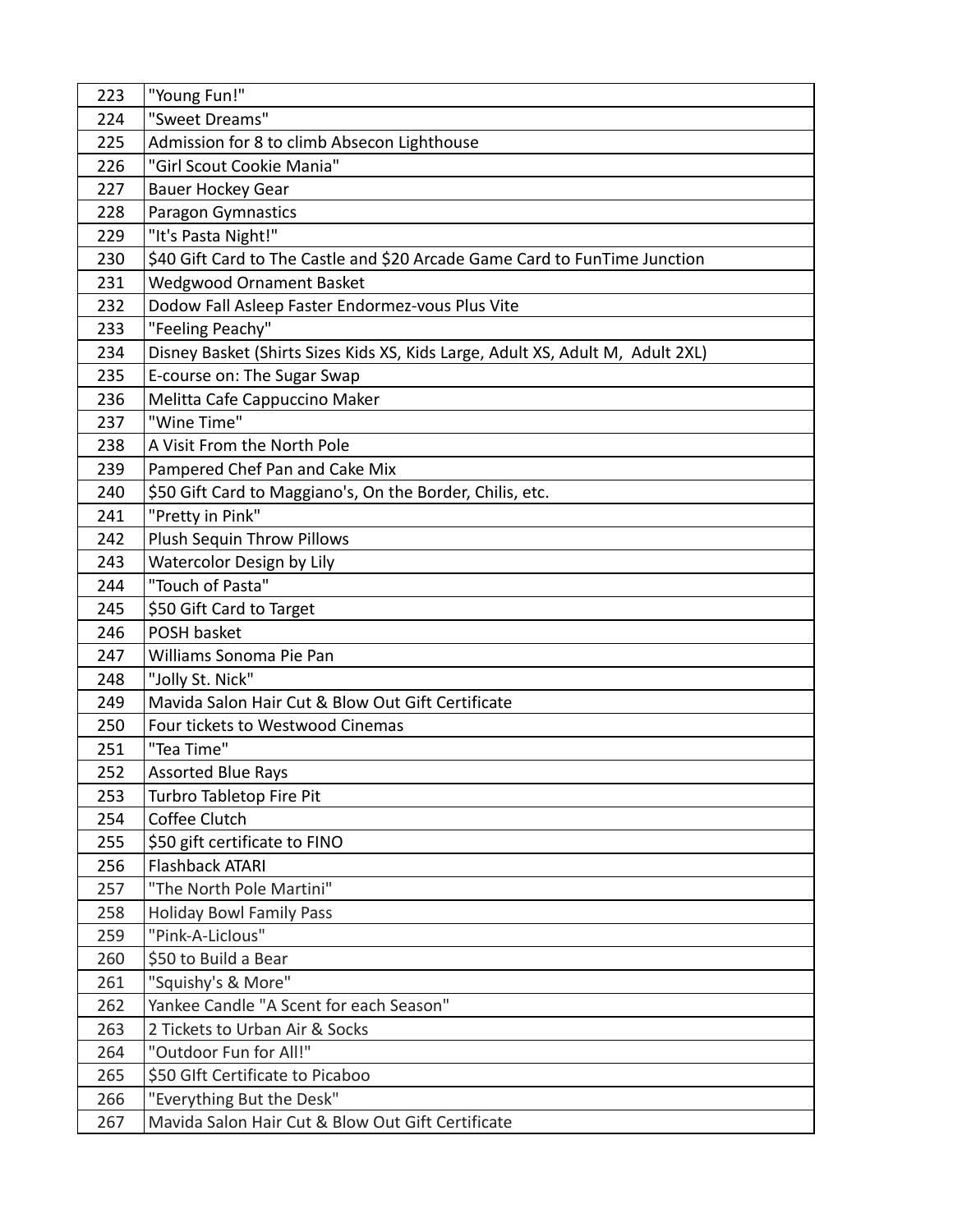| | |
|---|---|
| 223 | "Young Fun!" |
| 224 | "Sweet Dreams" |
| 225 | Admission for 8 to climb Absecon Lighthouse |
| 226 | "Girl Scout Cookie Mania" |
| 227 | Bauer Hockey Gear |
| 228 | Paragon Gymnastics |
| 229 | "It's Pasta Night!" |
| 230 | $40 Gift Card to The Castle and $20 Arcade Game Card to FunTime Junction |
| 231 | Wedgwood Ornament Basket |
| 232 | Dodow Fall Asleep Faster Endormez-vous Plus Vite |
| 233 | "Feeling Peachy" |
| 234 | Disney Basket (Shirts Sizes Kids XS, Kids Large, Adult XS, Adult M, Adult 2XL) |
| 235 | E-course on: The Sugar Swap |
| 236 | Melitta Cafe Cappuccino Maker |
| 237 | "Wine Time" |
| 238 | A Visit From the North Pole |
| 239 | Pampered Chef Pan and Cake Mix |
| 240 | $50 Gift Card to Maggiano's, On the Border, Chilis, etc. |
| 241 | "Pretty in Pink" |
| 242 | Plush Sequin Throw Pillows |
| 243 | Watercolor Design by Lily |
| 244 | "Touch of Pasta" |
| 245 | $50 Gift Card to Target |
| 246 | POSH basket |
| 247 | Williams Sonoma Pie Pan |
| 248 | "Jolly St. Nick" |
| 249 | Mavida Salon Hair Cut & Blow Out Gift Certificate |
| 250 | Four tickets to Westwood Cinemas |
| 251 | "Tea Time" |
| 252 | Assorted Blue Rays |
| 253 | Turbro Tabletop Fire Pit |
| 254 | Coffee Clutch |
| 255 | $50 gift certificate to FINO |
| 256 | Flashback ATARI |
| 257 | "The North Pole Martini" |
| 258 | Holiday Bowl Family Pass |
| 259 | "Pink-A-LicIous" |
| 260 | $50 to Build a Bear |
| 261 | "Squishy's & More" |
| 262 | Yankee Candle "A Scent for each Season" |
| 263 | 2 Tickets to Urban Air & Socks |
| 264 | "Outdoor Fun for All!" |
| 265 | $50 GIft Certificate to Picaboo |
| 266 | "Everything But the Desk" |
| 267 | Mavida Salon Hair Cut & Blow Out Gift Certificate |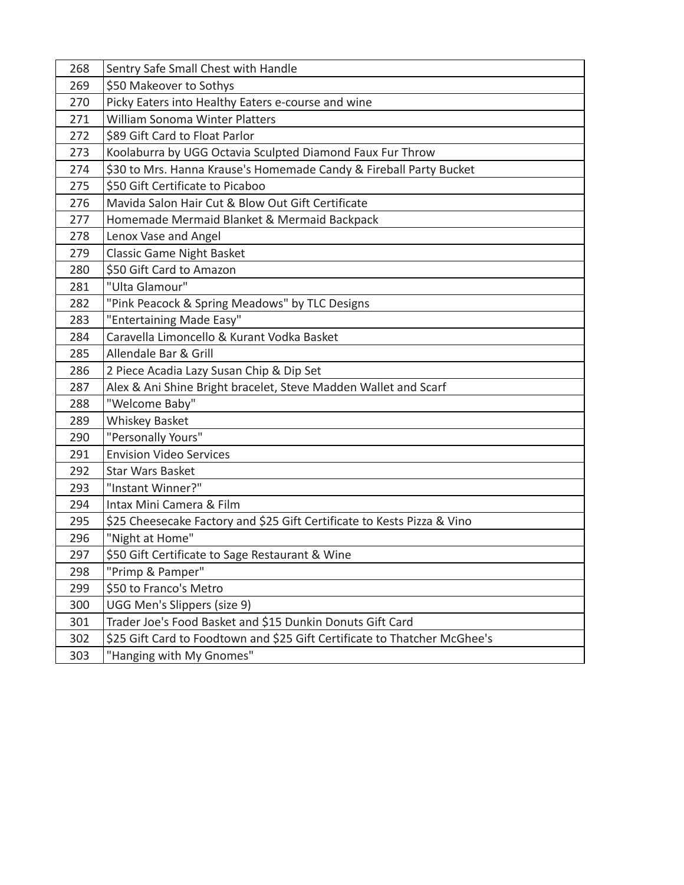| | |
|---|---|
| 268 | Sentry Safe Small Chest with Handle |
| 269 | $50 Makeover to Sothys |
| 270 | Picky Eaters into Healthy Eaters e-course and wine |
| 271 | William Sonoma Winter Platters |
| 272 | $89 Gift Card to Float Parlor |
| 273 | Koolaburra by UGG Octavia Sculpted Diamond Faux Fur Throw |
| 274 | $30 to Mrs. Hanna Krause's Homemade Candy & Fireball Party Bucket |
| 275 | $50 Gift Certificate to Picaboo |
| 276 | Mavida Salon Hair Cut & Blow Out Gift Certificate |
| 277 | Homemade Mermaid Blanket & Mermaid Backpack |
| 278 | Lenox Vase and Angel |
| 279 | Classic Game Night Basket |
| 280 | $50 Gift Card to Amazon |
| 281 | "Ulta Glamour" |
| 282 | "Pink Peacock & Spring Meadows" by TLC Designs |
| 283 | "Entertaining Made Easy" |
| 284 | Caravella Limoncello & Kurant Vodka Basket |
| 285 | Allendale Bar & Grill |
| 286 | 2 Piece Acadia Lazy Susan Chip & Dip Set |
| 287 | Alex & Ani Shine Bright bracelet, Steve Madden Wallet and Scarf |
| 288 | "Welcome Baby" |
| 289 | Whiskey Basket |
| 290 | "Personally Yours" |
| 291 | Envision Video Services |
| 292 | Star Wars Basket |
| 293 | "Instant Winner?" |
| 294 | Intax Mini Camera & Film |
| 295 | $25 Cheesecake Factory and $25 Gift Certificate to Kests Pizza & Vino |
| 296 | "Night at Home" |
| 297 | $50 Gift Certificate to Sage Restaurant & Wine |
| 298 | "Primp & Pamper" |
| 299 | $50 to Franco's Metro |
| 300 | UGG Men's Slippers (size 9) |
| 301 | Trader Joe's Food Basket and $15 Dunkin Donuts Gift Card |
| 302 | $25 Gift Card to Foodtown and $25 Gift Certificate to Thatcher McGhee's |
| 303 | "Hanging with My Gnomes" |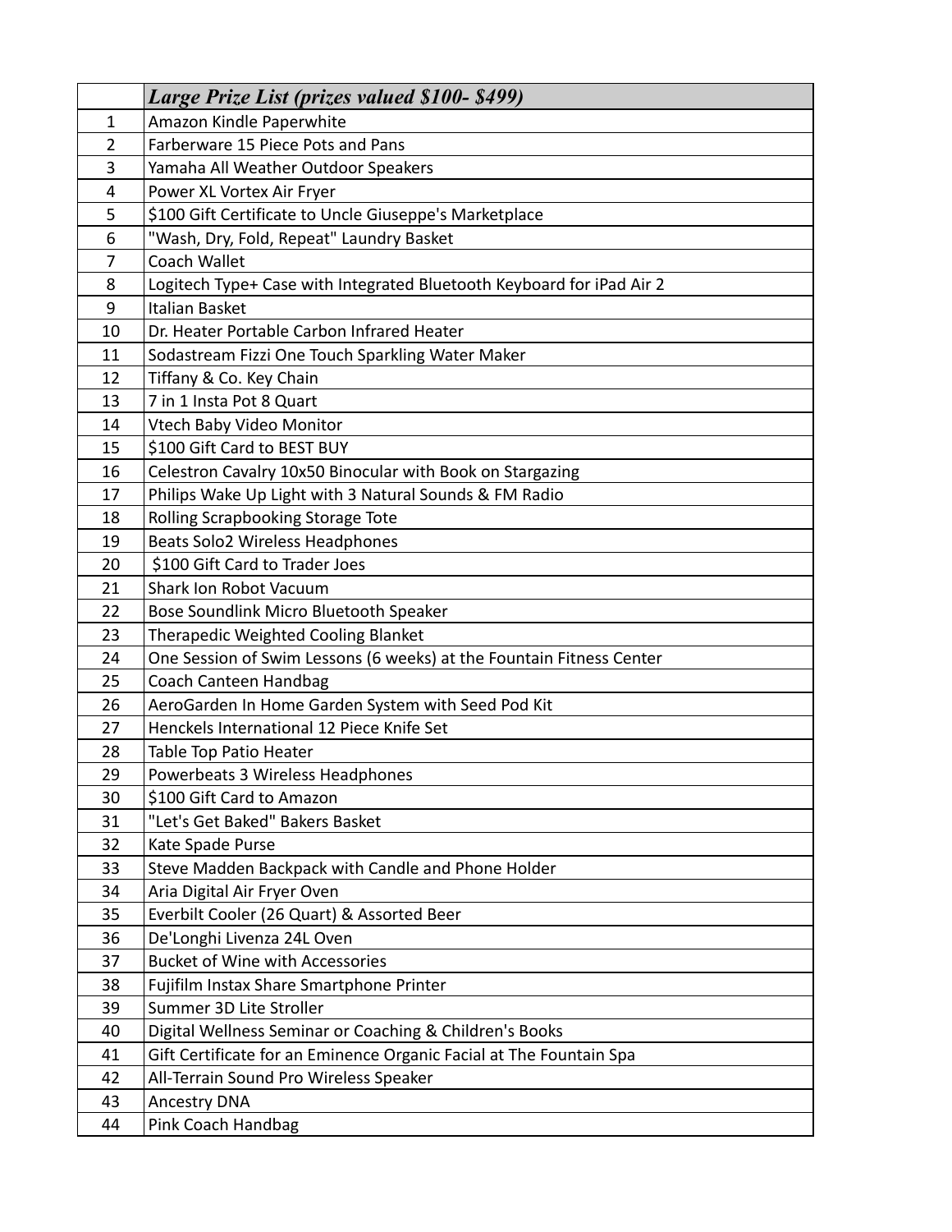| | *Large Prize List (prizes valued $100- $499)* |
|---|---|
| 1 | Amazon Kindle Paperwhite |
| 2 | Farberware 15 Piece Pots and Pans |
| 3 | Yamaha All Weather Outdoor Speakers |
| 4 | Power XL Vortex Air Fryer |
| 5 | $100 Gift Certificate to Uncle Giuseppe's Marketplace |
| 6 | "Wash, Dry, Fold, Repeat" Laundry Basket |
| 7 | Coach Wallet |
| 8 | Logitech Type+ Case with Integrated Bluetooth Keyboard for iPad Air 2 |
| 9 | Italian Basket |
| 10 | Dr. Heater Portable Carbon Infrared Heater |
| 11 | Sodastream Fizzi One Touch Sparkling Water Maker |
| 12 | Tiffany & Co. Key Chain |
| 13 | 7 in 1 Insta Pot 8 Quart |
| 14 | Vtech Baby Video Monitor |
| 15 | $100 Gift Card to BEST BUY |
| 16 | Celestron Cavalry 10x50 Binocular with Book on Stargazing |
| 17 | Philips Wake Up Light with 3 Natural Sounds & FM Radio |
| 18 | Rolling Scrapbooking Storage Tote |
| 19 | Beats Solo2 Wireless Headphones |
| 20 | $100 Gift Card to Trader Joes |
| 21 | Shark Ion Robot Vacuum |
| 22 | Bose Soundlink Micro Bluetooth Speaker |
| 23 | Therapedic Weighted Cooling Blanket |
| 24 | One Session of Swim Lessons (6 weeks) at the Fountain Fitness Center |
| 25 | Coach Canteen Handbag |
| 26 | AeroGarden In Home Garden System with Seed Pod Kit |
| 27 | Henckels International 12 Piece Knife Set |
| 28 | Table Top Patio Heater |
| 29 | Powerbeats 3 Wireless Headphones |
| 30 | $100 Gift Card to Amazon |
| 31 | "Let's Get Baked" Bakers Basket |
| 32 | Kate Spade Purse |
| 33 | Steve Madden Backpack with Candle and Phone Holder |
| 34 | Aria Digital Air Fryer Oven |
| 35 | Everbilt Cooler (26 Quart) & Assorted Beer |
| 36 | De'Longhi Livenza 24L Oven |
| 37 | Bucket of Wine with Accessories |
| 38 | Fujifilm Instax Share Smartphone Printer |
| 39 | Summer 3D Lite Stroller |
| 40 | Digital Wellness Seminar or Coaching & Children's Books |
| 41 | Gift Certificate for an Eminence Organic Facial at The Fountain Spa |
| 42 | All-Terrain Sound Pro Wireless Speaker |
| 43 | Ancestry DNA |
| 44 | Pink Coach Handbag |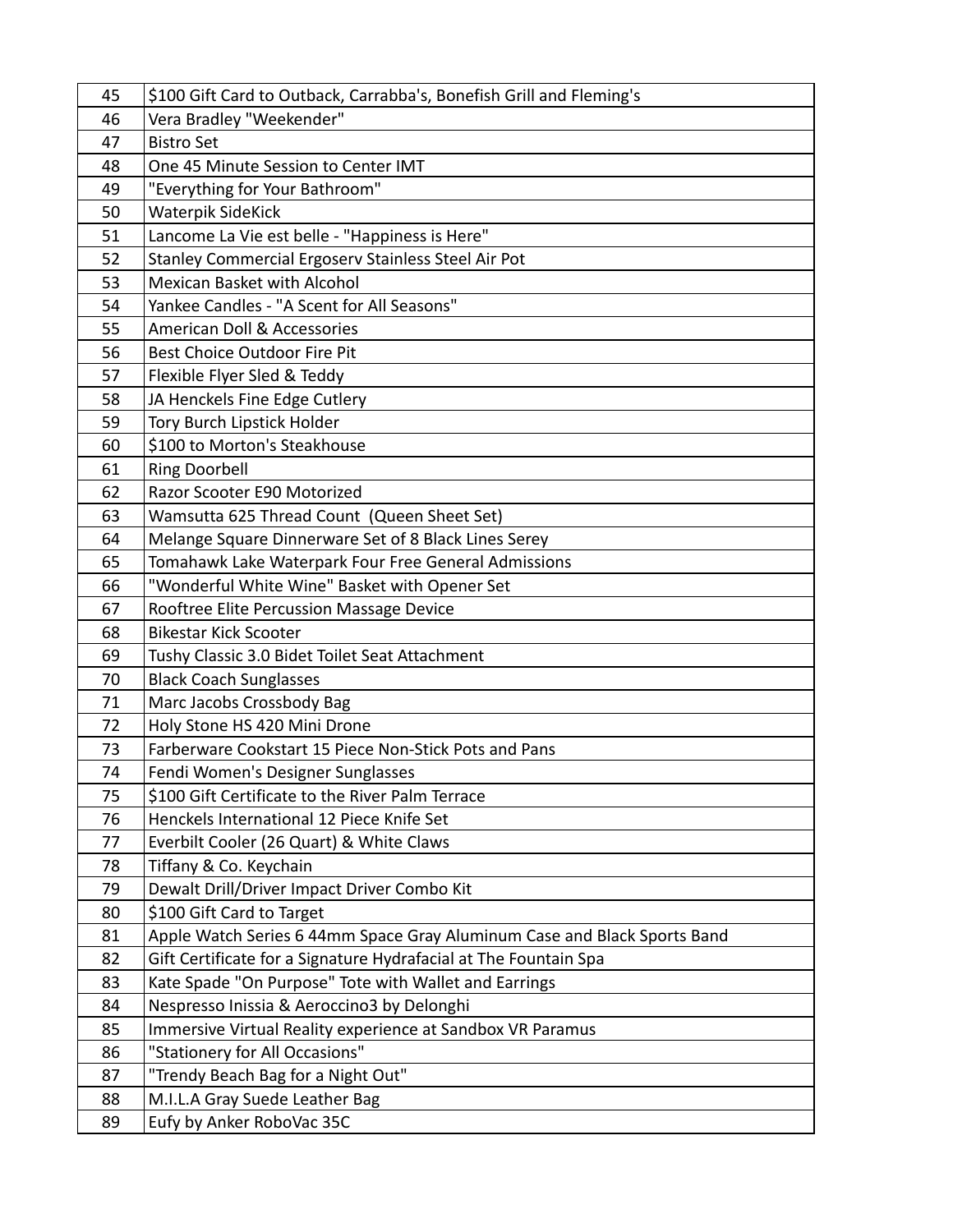| | |
|---|---|
| 45 | $100 Gift Card to Outback, Carrabba's, Bonefish Grill and Fleming's |
| 46 | Vera Bradley "Weekender" |
| 47 | Bistro Set |
| 48 | One 45 Minute Session to Center IMT |
| 49 | "Everything for Your Bathroom" |
| 50 | Waterpik SideKick |
| 51 | Lancome La Vie est belle - "Happiness is Here" |
| 52 | Stanley Commercial Ergoserv Stainless Steel Air Pot |
| 53 | Mexican Basket with Alcohol |
| 54 | Yankee Candles - "A Scent for All Seasons" |
| 55 | American Doll & Accessories |
| 56 | Best Choice Outdoor Fire Pit |
| 57 | Flexible Flyer Sled & Teddy |
| 58 | JA Henckels Fine Edge Cutlery |
| 59 | Tory Burch Lipstick Holder |
| 60 | $100 to Morton's Steakhouse |
| 61 | Ring Doorbell |
| 62 | Razor Scooter E90 Motorized |
| 63 | Wamsutta 625 Thread Count (Queen Sheet Set) |
| 64 | Melange Square Dinnerware Set of 8 Black Lines Serey |
| 65 | Tomahawk Lake Waterpark Four Free General Admissions |
| 66 | "Wonderful White Wine" Basket with Opener Set |
| 67 | Rooftree Elite Percussion Massage Device |
| 68 | Bikestar Kick Scooter |
| 69 | Tushy Classic 3.0 Bidet Toilet Seat Attachment |
| 70 | Black Coach Sunglasses |
| 71 | Marc Jacobs Crossbody Bag |
| 72 | Holy Stone HS 420 Mini Drone |
| 73 | Farberware Cookstart 15 Piece Non-Stick Pots and Pans |
| 74 | Fendi Women's Designer Sunglasses |
| 75 | $100 Gift Certificate to the River Palm Terrace |
| 76 | Henckels International 12 Piece Knife Set |
| 77 | Everbilt Cooler (26 Quart) & White Claws |
| 78 | Tiffany & Co. Keychain |
| 79 | Dewalt Drill/Driver Impact Driver Combo Kit |
| 80 | $100 Gift Card to Target |
| 81 | Apple Watch Series 6 44mm Space Gray Aluminum Case and Black Sports Band |
| 82 | Gift Certificate for a Signature Hydrafacial at The Fountain Spa |
| 83 | Kate Spade "On Purpose" Tote with Wallet and Earrings |
| 84 | Nespresso Inissia & Aeroccino3 by Delonghi |
| 85 | Immersive Virtual Reality experience at Sandbox VR Paramus |
| 86 | "Stationery for All Occasions" |
| 87 | "Trendy Beach Bag for a Night Out" |
| 88 | M.I.L.A Gray Suede Leather Bag |
| 89 | Eufy by Anker RoboVac 35C |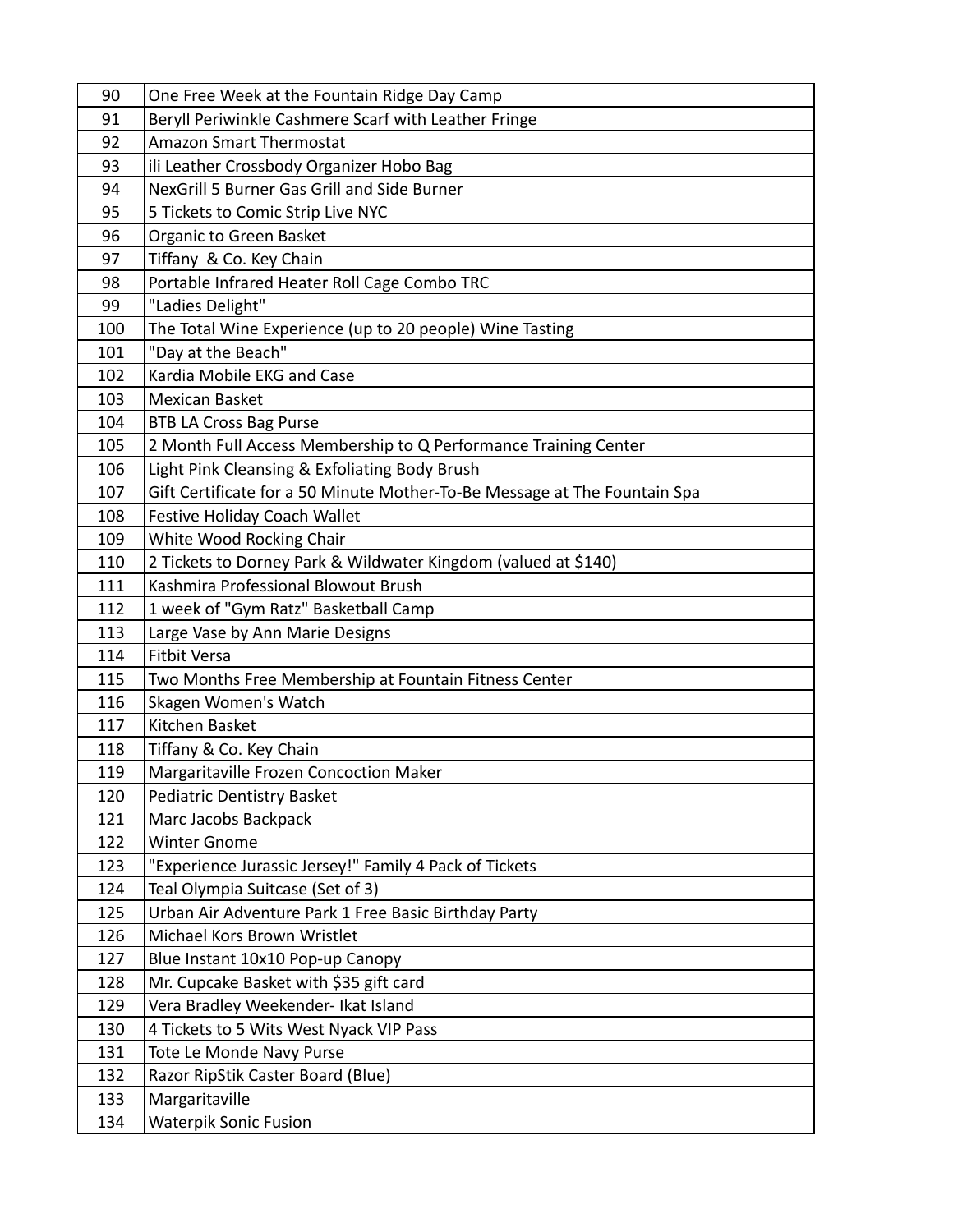| | |
|---|---|
| 90 | One Free Week at the Fountain Ridge Day Camp |
| 91 | Beryll Periwinkle Cashmere Scarf with Leather Fringe |
| 92 | Amazon Smart Thermostat |
| 93 | ili Leather Crossbody Organizer Hobo Bag |
| 94 | NexGrill 5 Burner Gas Grill and Side Burner |
| 95 | 5 Tickets to Comic Strip Live NYC |
| 96 | Organic to Green Basket |
| 97 | Tiffany & Co. Key Chain |
| 98 | Portable Infrared Heater Roll Cage Combo TRC |
| 99 | "Ladies Delight" |
| 100 | The Total Wine Experience (up to 20 people) Wine Tasting |
| 101 | "Day at the Beach" |
| 102 | Kardia Mobile EKG and Case |
| 103 | Mexican Basket |
| 104 | BTB LA Cross Bag Purse |
| 105 | 2 Month Full Access Membership to Q Performance Training Center |
| 106 | Light Pink Cleansing & Exfoliating Body Brush |
| 107 | Gift Certificate for a 50 Minute Mother-To-Be Message at The Fountain Spa |
| 108 | Festive Holiday Coach Wallet |
| 109 | White Wood Rocking Chair |
| 110 | 2 Tickets to Dorney Park & Wildwater Kingdom (valued at $140) |
| 111 | Kashmira Professional Blowout Brush |
| 112 | 1 week of "Gym Ratz" Basketball Camp |
| 113 | Large Vase by Ann Marie Designs |
| 114 | Fitbit Versa |
| 115 | Two Months Free Membership at Fountain Fitness Center |
| 116 | Skagen Women's Watch |
| 117 | Kitchen Basket |
| 118 | Tiffany & Co. Key Chain |
| 119 | Margaritaville Frozen Concoction Maker |
| 120 | Pediatric Dentistry Basket |
| 121 | Marc Jacobs Backpack |
| 122 | Winter Gnome |
| 123 | "Experience Jurassic Jersey!" Family 4 Pack of Tickets |
| 124 | Teal Olympia Suitcase (Set of 3) |
| 125 | Urban Air Adventure Park 1 Free Basic Birthday Party |
| 126 | Michael Kors Brown Wristlet |
| 127 | Blue Instant 10x10 Pop-up Canopy |
| 128 | Mr. Cupcake Basket with $35 gift card |
| 129 | Vera Bradley Weekender- Ikat Island |
| 130 | 4 Tickets to 5 Wits West Nyack VIP Pass |
| 131 | Tote Le Monde Navy Purse |
| 132 | Razor RipStik Caster Board (Blue) |
| 133 | Margaritaville |
| 134 | Waterpik Sonic Fusion |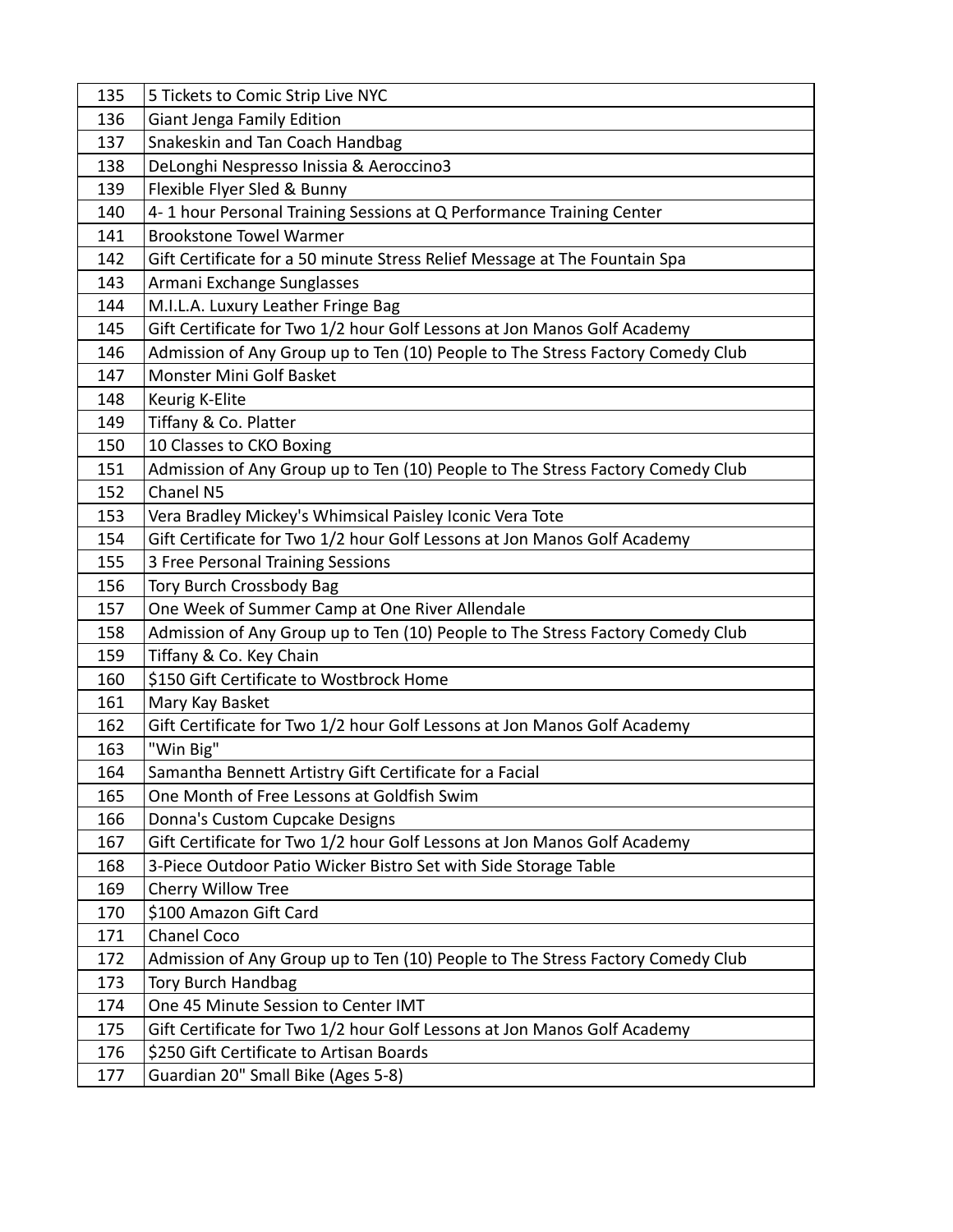| 135 | 5 Tickets to Comic Strip Live NYC |
|---|---|
| 136 | Giant Jenga Family Edition |
| 137 | Snakeskin and Tan Coach Handbag |
| 138 | DeLonghi Nespresso Inissia & Aeroccino3 |
| 139 | Flexible Flyer Sled & Bunny |
| 140 | 4- 1 hour Personal Training Sessions at Q Performance Training Center |
| 141 | Brookstone Towel Warmer |
| 142 | Gift Certificate for a 50 minute Stress Relief Message at The Fountain Spa |
| 143 | Armani Exchange Sunglasses |
| 144 | M.I.L.A. Luxury Leather Fringe Bag |
| 145 | Gift Certificate for Two 1/2 hour Golf Lessons at Jon Manos Golf Academy |
| 146 | Admission of Any Group up to Ten (10) People to The Stress Factory Comedy Club |
| 147 | Monster Mini Golf Basket |
| 148 | Keurig K-Elite |
| 149 | Tiffany & Co. Platter |
| 150 | 10 Classes to CKO Boxing |
| 151 | Admission of Any Group up to Ten (10) People to The Stress Factory Comedy Club |
| 152 | Chanel N5 |
| 153 | Vera Bradley Mickey's Whimsical Paisley Iconic Vera Tote |
| 154 | Gift Certificate for Two 1/2 hour Golf Lessons at Jon Manos Golf Academy |
| 155 | 3 Free Personal Training Sessions |
| 156 | Tory Burch Crossbody Bag |
| 157 | One Week of Summer Camp at One River Allendale |
| 158 | Admission of Any Group up to Ten (10) People to The Stress Factory Comedy Club |
| 159 | Tiffany & Co. Key Chain |
| 160 | $150 Gift Certificate to Wostbrock Home |
| 161 | Mary Kay Basket |
| 162 | Gift Certificate for Two 1/2 hour Golf Lessons at Jon Manos Golf Academy |
| 163 | "Win Big" |
| 164 | Samantha Bennett Artistry Gift Certificate for a Facial |
| 165 | One Month of Free Lessons at Goldfish Swim |
| 166 | Donna's Custom Cupcake Designs |
| 167 | Gift Certificate for Two 1/2 hour Golf Lessons at Jon Manos Golf Academy |
| 168 | 3-Piece Outdoor Patio Wicker Bistro Set with Side Storage Table |
| 169 | Cherry Willow Tree |
| 170 | $100 Amazon Gift Card |
| 171 | Chanel Coco |
| 172 | Admission of Any Group up to Ten (10) People to The Stress Factory Comedy Club |
| 173 | Tory Burch Handbag |
| 174 | One 45 Minute Session to Center IMT |
| 175 | Gift Certificate for Two 1/2 hour Golf Lessons at Jon Manos Golf Academy |
| 176 | $250 Gift Certificate to Artisan Boards |
| 177 | Guardian 20" Small Bike (Ages 5-8) |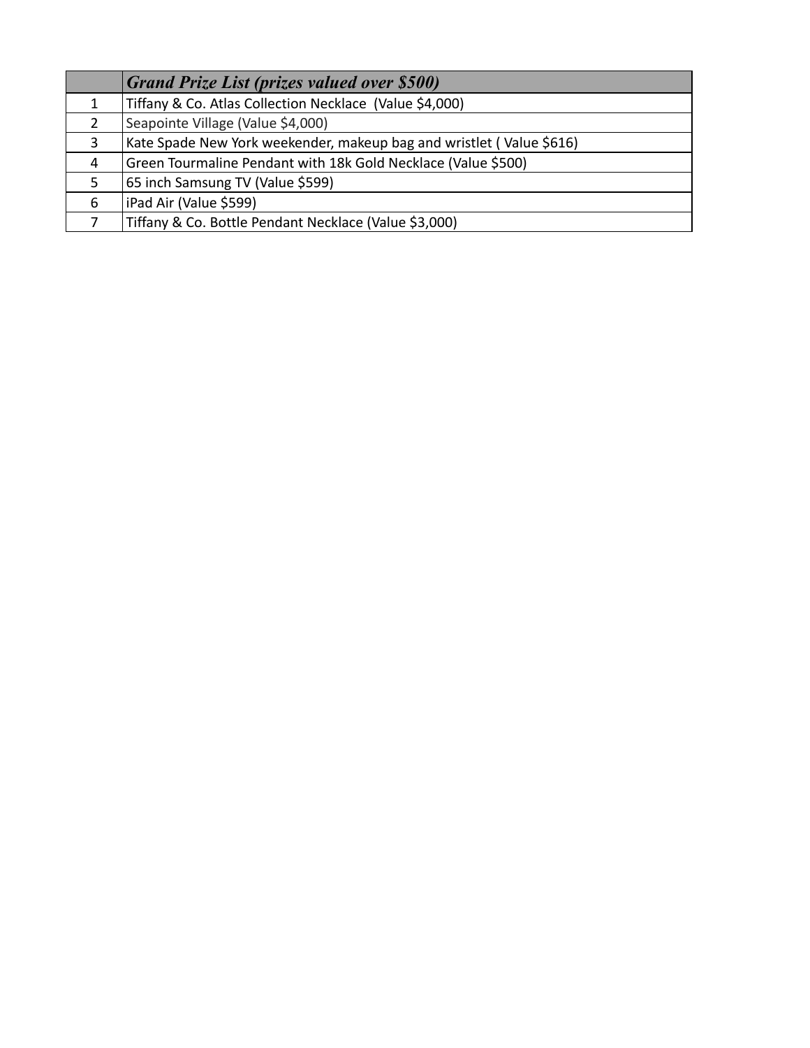| | *Grand Prize List (prizes valued over $500)* |
|---|---|
| 1 | Tiffany & Co. Atlas Collection Necklace (Value $4,000) |
| 2 | Seapointe Village (Value $4,000) |
| 3 | Kate Spade New York weekender, makeup bag and wristlet ( Value $616) |
| 4 | Green Tourmaline Pendant with 18k Gold Necklace (Value $500) |
| 5 | 65 inch Samsung TV (Value $599) |
| 6 | iPad Air (Value $599) |
| 7 | Tiffany & Co. Bottle Pendant Necklace (Value $3,000) |